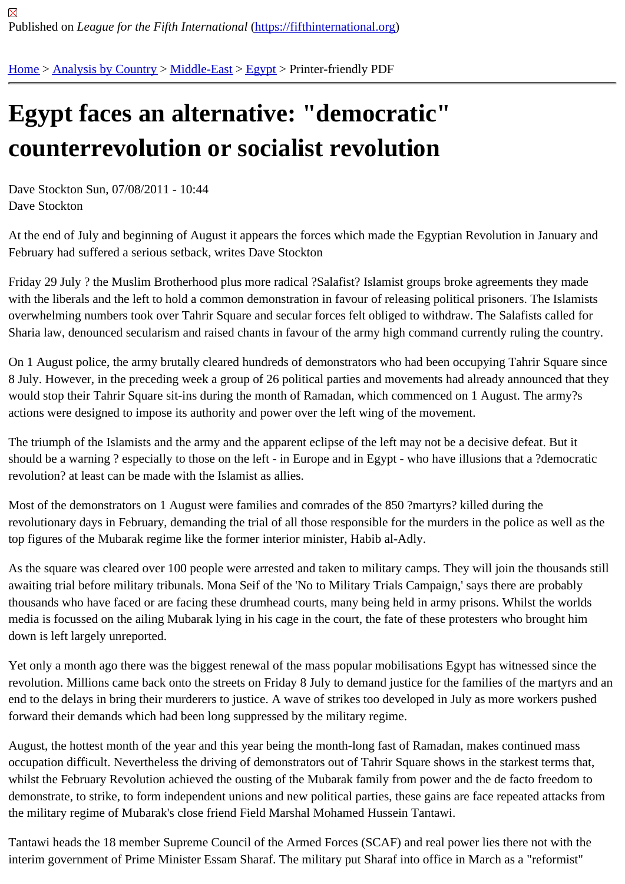Published on *League for the Fifth International* (https://fifthinternational.org)

Home > Analysis by Country > Middle-East > Egypt > Printer-friendly PDF

# Egypt faces an alternative: "democratic" counterrevolution or socialist revolution

Dave Stockton Sun, 07/08/2011 - 10:44
Dave Stockton

At the end of July and beginning of August it appears the forces which made the Egyptian Revolution in January and February had suffered a serious setback, writes Dave Stockton

Friday 29 July ? the Muslim Brotherhood plus more radical ?Salafist? Islamist groups broke agreements they made with the liberals and the left to hold a common demonstration in favour of releasing political prisoners. The Islamists overwhelming numbers took over Tahrir Square and secular forces felt obliged to withdraw. The Salafists called for Sharia law, denounced secularism and raised chants in favour of the army high command currently ruling the country.

On 1 August police, the army brutally cleared hundreds of demonstrators who had been occupying Tahrir Square since 8 July. However, in the preceding week a group of 26 political parties and movements had already announced that they would stop their Tahrir Square sit-ins during the month of Ramadan, which commenced on 1 August. The army?s actions were designed to impose its authority and power over the left wing of the movement.

The triumph of the Islamists and the army and the apparent eclipse of the left may not be a decisive defeat. But it should be a warning ? especially to those on the left - in Europe and in Egypt - who have illusions that a ?democratic revolution? at least can be made with the Islamist as allies.

Most of the demonstrators on 1 August were families and comrades of the 850 ?martyrs? killed during the revolutionary days in February, demanding the trial of all those responsible for the murders in the police as well as the top figures of the Mubarak regime like the former interior minister, Habib al-Adly.

As the square was cleared over 100 people were arrested and taken to military camps. They will join the thousands still awaiting trial before military tribunals. Mona Seif of the 'No to Military Trials Campaign,' says there are probably thousands who have faced or are facing these drumhead courts, many being held in army prisons. Whilst the worlds media is focussed on the ailing Mubarak lying in his cage in the court, the fate of these protesters who brought him down is left largely unreported.

Yet only a month ago there was the biggest renewal of the mass popular mobilisations Egypt has witnessed since the revolution. Millions came back onto the streets on Friday 8 July to demand justice for the families of the martyrs and an end to the delays in bring their murderers to justice. A wave of strikes too developed in July as more workers pushed forward their demands which had been long suppressed by the military regime.

August, the hottest month of the year and this year being the month-long fast of Ramadan, makes continued mass occupation difficult. Nevertheless the driving of demonstrators out of Tahrir Square shows in the starkest terms that, whilst the February Revolution achieved the ousting of the Mubarak family from power and the de facto freedom to demonstrate, to strike, to form independent unions and new political parties, these gains are face repeated attacks from the military regime of Mubarak's close friend Field Marshal Mohamed Hussein Tantawi.

Tantawi heads the 18 member Supreme Council of the Armed Forces (SCAF) and real power lies there not with the interim government of Prime Minister Essam Sharaf. The military put Sharaf into office in March as a "reformist"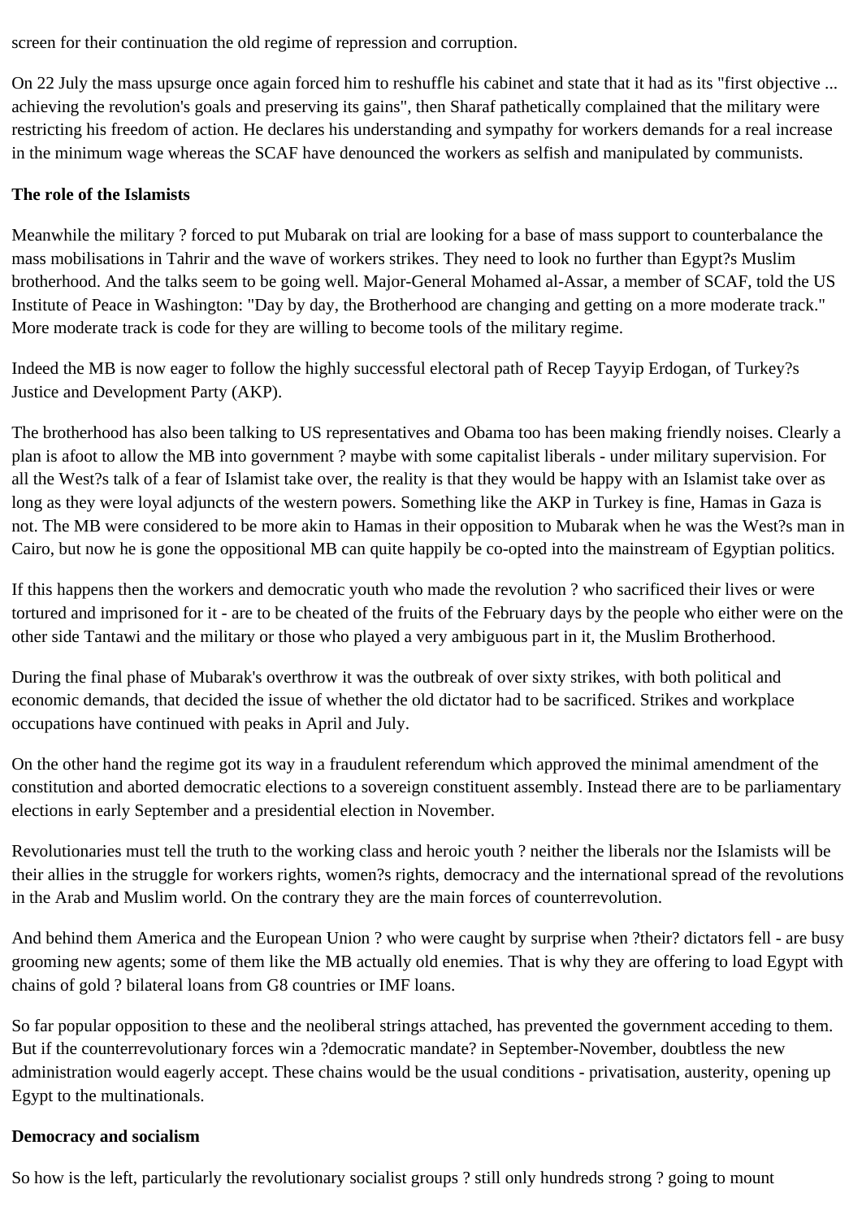screen for their continuation the old regime of repression and corruption.

On 22 July the mass upsurge once again forced him to reshuffle his cabinet and state that it had as its "first objective ... achieving the revolution's goals and preserving its gains", then Sharaf pathetically complained that the military were restricting his freedom of action. He declares his understanding and sympathy for workers demands for a real increase in the minimum wage whereas the SCAF have denounced the workers as selfish and manipulated by communists.

**The role of the Islamists**

Meanwhile the military ? forced to put Mubarak on trial are looking for a base of mass support to counterbalance the mass mobilisations in Tahrir and the wave of workers strikes. They need to look no further than Egypt?s Muslim brotherhood. And the talks seem to be going well. Major-General Mohamed al-Assar, a member of SCAF, told the US Institute of Peace in Washington: "Day by day, the Brotherhood are changing and getting on a more moderate track." More moderate track is code for they are willing to become tools of the military regime.

Indeed the MB is now eager to follow the highly successful electoral path of Recep Tayyip Erdogan, of Turkey?s Justice and Development Party (AKP).

The brotherhood has also been talking to US representatives and Obama too has been making friendly noises. Clearly a plan is afoot to allow the MB into government ? maybe with some capitalist liberals - under military supervision. For all the West?s talk of a fear of Islamist take over, the reality is that they would be happy with an Islamist take over as long as they were loyal adjuncts of the western powers. Something like the AKP in Turkey is fine, Hamas in Gaza is not. The MB were considered to be more akin to Hamas in their opposition to Mubarak when he was the West?s man in Cairo, but now he is gone the oppositional MB can quite happily be co-opted into the mainstream of Egyptian politics.

If this happens then the workers and democratic youth who made the revolution ? who sacrificed their lives or were tortured and imprisoned for it - are to be cheated of the fruits of the February days by the people who either were on the other side Tantawi and the military or those who played a very ambiguous part in it, the Muslim Brotherhood.

During the final phase of Mubarak's overthrow it was the outbreak of over sixty strikes, with both political and economic demands, that decided the issue of whether the old dictator had to be sacrificed. Strikes and workplace occupations have continued with peaks in April and July.

On the other hand the regime got its way in a fraudulent referendum which approved the minimal amendment of the constitution and aborted democratic elections to a sovereign constituent assembly. Instead there are to be parliamentary elections in early September and a presidential election in November.

Revolutionaries must tell the truth to the working class and heroic youth ? neither the liberals nor the Islamists will be their allies in the struggle for workers rights, women?s rights, democracy and the international spread of the revolutions in the Arab and Muslim world. On the contrary they are the main forces of counterrevolution.

And behind them America and the European Union ? who were caught by surprise when ?their? dictators fell - are busy grooming new agents; some of them like the MB actually old enemies. That is why they are offering to load Egypt with chains of gold ? bilateral loans from G8 countries or IMF loans.

So far popular opposition to these and the neoliberal strings attached, has prevented the government acceding to them. But if the counterrevolutionary forces win a ?democratic mandate? in September-November, doubtless the new administration would eagerly accept. These chains would be the usual conditions - privatisation, austerity, opening up Egypt to the multinationals.

**Democracy and socialism**

So how is the left, particularly the revolutionary socialist groups ? still only hundreds strong ? going to mount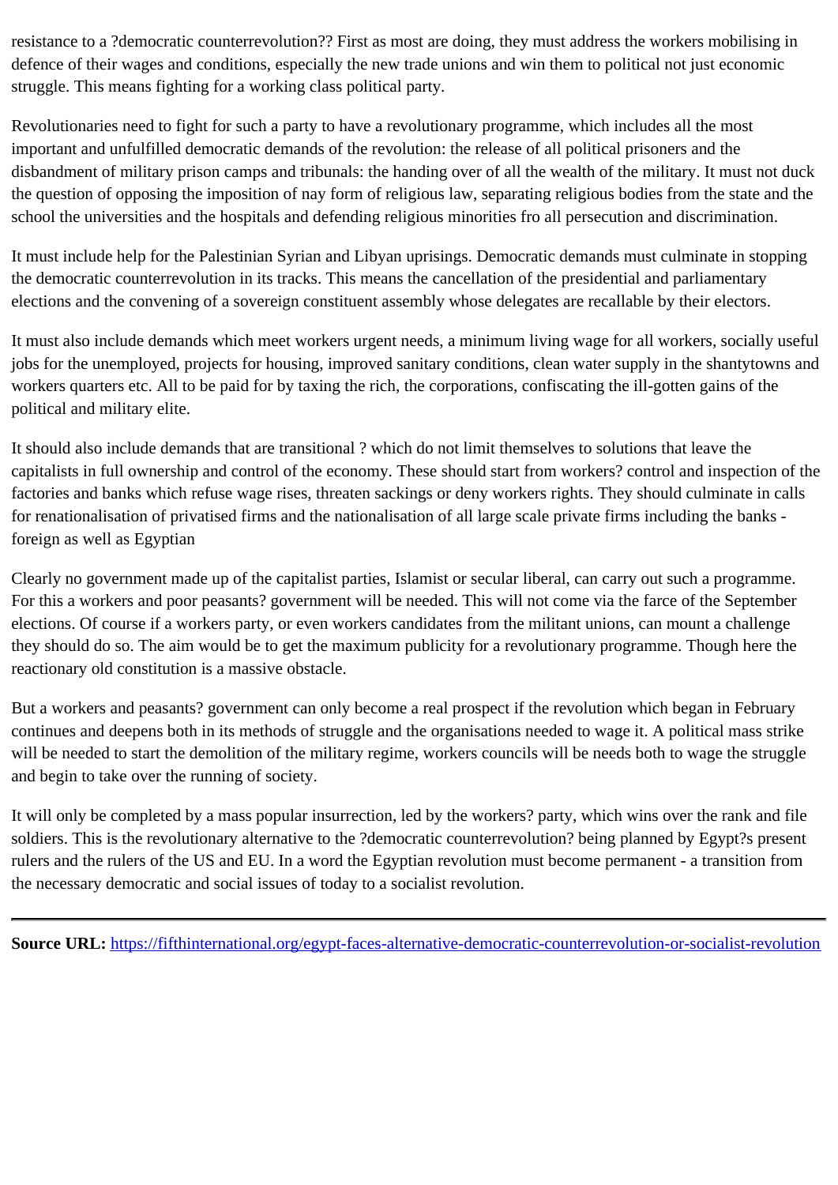resistance to a ?democratic counterrevolution?? First as most are doing, they must address the workers mobilising in defence of their wages and conditions, especially the new trade unions and win them to political not just economic struggle. This means fighting for a working class political party.

Revolutionaries need to fight for such a party to have a revolutionary programme, which includes all the most important and unfulfilled democratic demands of the revolution: the release of all political prisoners and the disbandment of military prison camps and tribunals: the handing over of all the wealth of the military. It must not duck the question of opposing the imposition of nay form of religious law, separating religious bodies from the state and the school the universities and the hospitals and defending religious minorities fro all persecution and discrimination.

It must include help for the Palestinian Syrian and Libyan uprisings. Democratic demands must culminate in stopping the democratic counterrevolution in its tracks. This means the cancellation of the presidential and parliamentary elections and the convening of a sovereign constituent assembly whose delegates are recallable by their electors.

It must also include demands which meet workers urgent needs, a minimum living wage for all workers, socially useful jobs for the unemployed, projects for housing, improved sanitary conditions, clean water supply in the shantytowns and workers quarters etc. All to be paid for by taxing the rich, the corporations, confiscating the ill-gotten gains of the political and military elite.

It should also include demands that are transitional ? which do not limit themselves to solutions that leave the capitalists in full ownership and control of the economy. These should start from workers? control and inspection of the factories and banks which refuse wage rises, threaten sackings or deny workers rights. They should culminate in calls for renationalisation of privatised firms and the nationalisation of all large scale private firms including the banks - foreign as well as Egyptian

Clearly no government made up of the capitalist parties, Islamist or secular liberal, can carry out such a programme. For this a workers and poor peasants? government will be needed. This will not come via the farce of the September elections. Of course if a workers party, or even workers candidates from the militant unions, can mount a challenge they should do so. The aim would be to get the maximum publicity for a revolutionary programme. Though here the reactionary old constitution is a massive obstacle.

But a workers and peasants? government can only become a real prospect if the revolution which began in February continues and deepens both in its methods of struggle and the organisations needed to wage it. A political mass strike will be needed to start the demolition of the military regime, workers councils will be needs both to wage the struggle and begin to take over the running of society.

It will only be completed by a mass popular insurrection, led by the workers? party, which wins over the rank and file soldiers. This is the revolutionary alternative to the ?democratic counterrevolution? being planned by Egypt?s present rulers and the rulers of the US and EU. In a word the Egyptian revolution must become permanent - a transition from the necessary democratic and social issues of today to a socialist revolution.

---

**Source URL:** https://fifthinternational.org/egypt-faces-alternative-democratic-counterrevolution-or-socialist-revolution